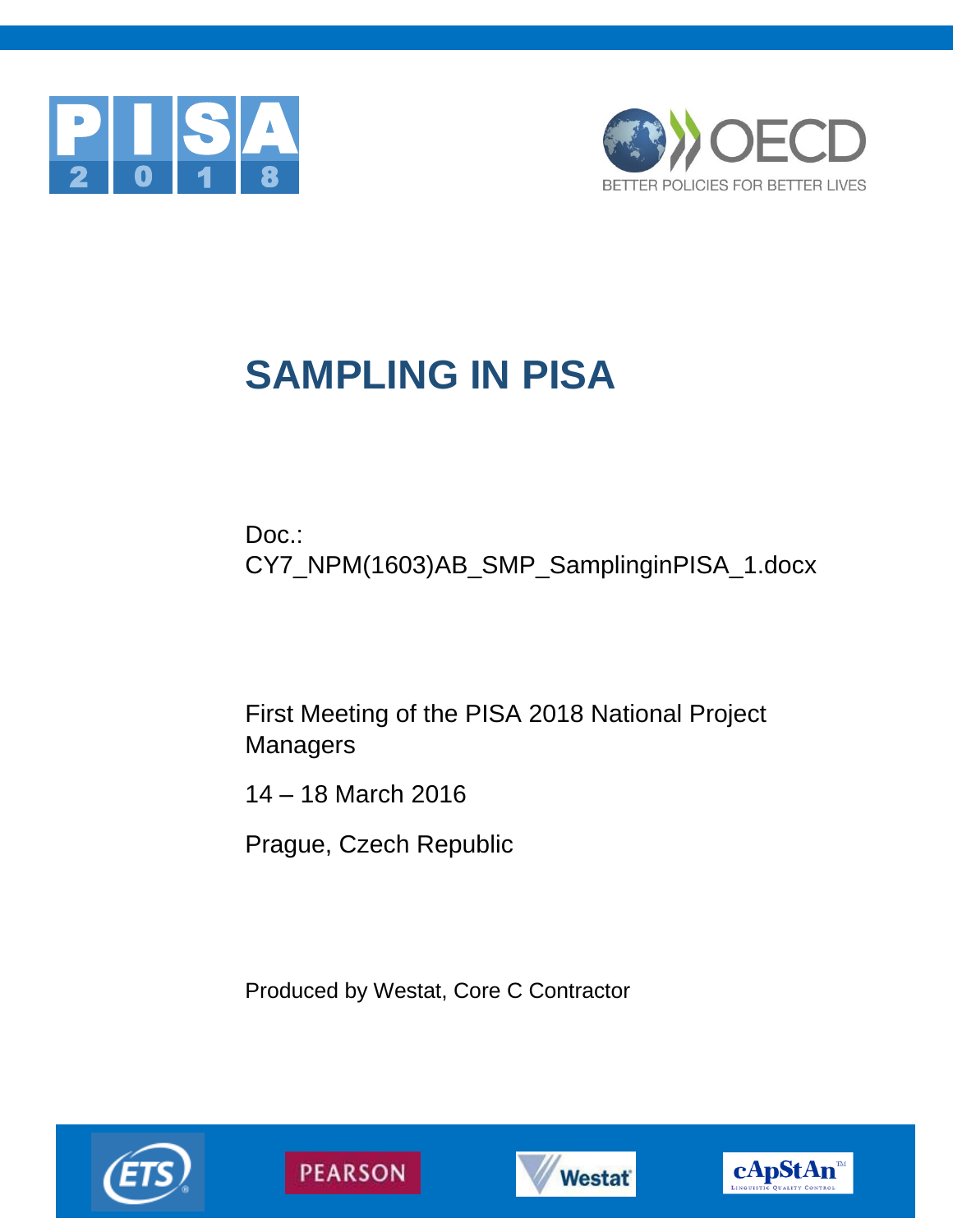# SAMPLING IN PISA

Doc.:
CY7_NPM(1603)AB_SMP_SamplinginPISA_1.docx

First Meeting of the PISA 2018 National Project Managers

14 – 18 March 2016

Prague, Czech Republic

Produced by Westat, Core C Contractor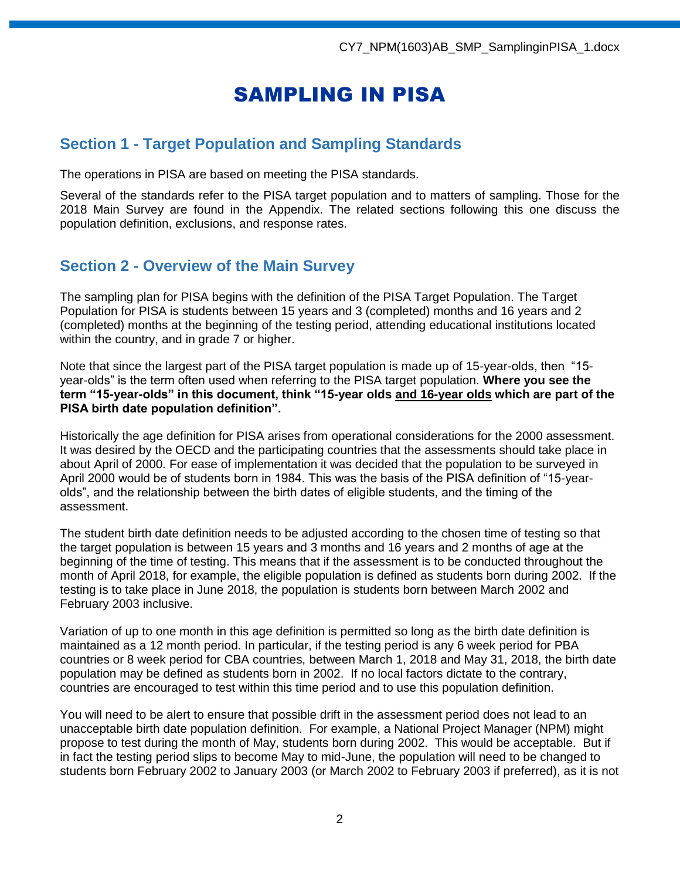# SAMPLING IN PISA

## Section 1 - Target Population and Sampling Standards

The operations in PISA are based on meeting the PISA standards.

Several of the standards refer to the PISA target population and to matters of sampling. Those for the 2018 Main Survey are found in the Appendix. The related sections following this one discuss the population definition, exclusions, and response rates.

## Section 2 - Overview of the Main Survey

The sampling plan for PISA begins with the definition of the PISA Target Population. The Target Population for PISA is students between 15 years and 3 (completed) months and 16 years and 2 (completed) months at the beginning of the testing period, attending educational institutions located within the country, and in grade 7 or higher.

Note that since the largest part of the PISA target population is made up of 15-year-olds, then "15-year-olds" is the term often used when referring to the PISA target population. **Where you see the term "15-year-olds" in this document, think "15-year olds and 16-year olds which are part of the PISA birth date population definition".**

Historically the age definition for PISA arises from operational considerations for the 2000 assessment. It was desired by the OECD and the participating countries that the assessments should take place in about April of 2000. For ease of implementation it was decided that the population to be surveyed in April 2000 would be of students born in 1984. This was the basis of the PISA definition of "15-year-olds", and the relationship between the birth dates of eligible students, and the timing of the assessment.

The student birth date definition needs to be adjusted according to the chosen time of testing so that the target population is between 15 years and 3 months and 16 years and 2 months of age at the beginning of the time of testing. This means that if the assessment is to be conducted throughout the month of April 2018, for example, the eligible population is defined as students born during 2002. If the testing is to take place in June 2018, the population is students born between March 2002 and February 2003 inclusive.

Variation of up to one month in this age definition is permitted so long as the birth date definition is maintained as a 12 month period. In particular, if the testing period is any 6 week period for PBA countries or 8 week period for CBA countries, between March 1, 2018 and May 31, 2018, the birth date population may be defined as students born in 2002. If no local factors dictate to the contrary, countries are encouraged to test within this time period and to use this population definition.

You will need to be alert to ensure that possible drift in the assessment period does not lead to an unacceptable birth date population definition. For example, a National Project Manager (NPM) might propose to test during the month of May, students born during 2002. This would be acceptable. But if in fact the testing period slips to become May to mid-June, the population will need to be changed to students born February 2002 to January 2003 (or March 2002 to February 2003 if preferred), as it is not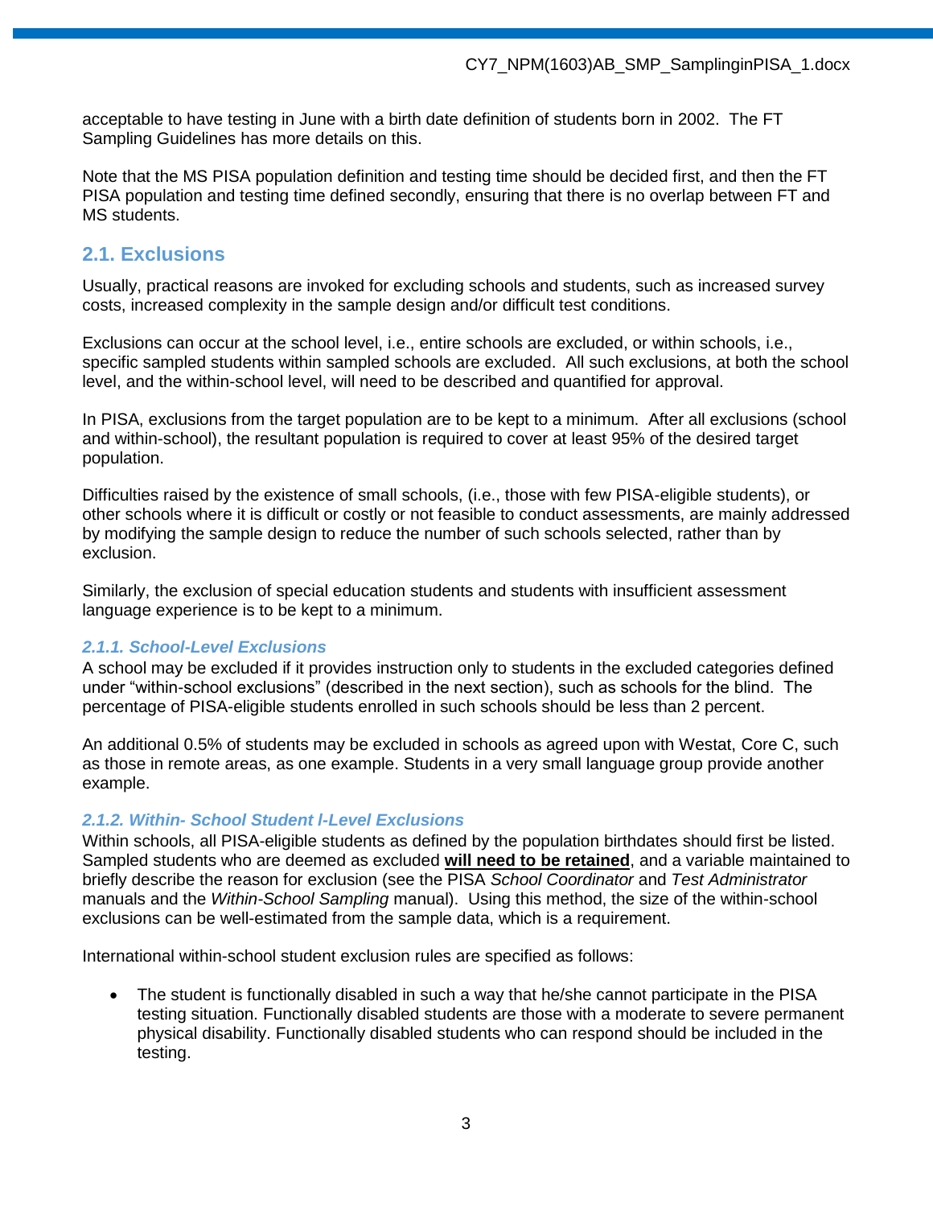acceptable to have testing in June with a birth date definition of students born in 2002. The FT Sampling Guidelines has more details on this.

Note that the MS PISA population definition and testing time should be decided first, and then the FT PISA population and testing time defined secondly, ensuring that there is no overlap between FT and MS students.

## 2.1. Exclusions

Usually, practical reasons are invoked for excluding schools and students, such as increased survey costs, increased complexity in the sample design and/or difficult test conditions.

Exclusions can occur at the school level, i.e., entire schools are excluded, or within schools, i.e., specific sampled students within sampled schools are excluded. All such exclusions, at both the school level, and the within-school level, will need to be described and quantified for approval.

In PISA, exclusions from the target population are to be kept to a minimum. After all exclusions (school and within-school), the resultant population is required to cover at least 95% of the desired target population.

Difficulties raised by the existence of small schools, (i.e., those with few PISA-eligible students), or other schools where it is difficult or costly or not feasible to conduct assessments, are mainly addressed by modifying the sample design to reduce the number of such schools selected, rather than by exclusion.

Similarly, the exclusion of special education students and students with insufficient assessment language experience is to be kept to a minimum.

### *2.1.1. School-Level Exclusions*

A school may be excluded if it provides instruction only to students in the excluded categories defined under "within-school exclusions" (described in the next section), such as schools for the blind. The percentage of PISA-eligible students enrolled in such schools should be less than 2 percent.

An additional 0.5% of students may be excluded in schools as agreed upon with Westat, Core C, such as those in remote areas, as one example. Students in a very small language group provide another example.

### *2.1.2. Within- School Student l-Level Exclusions*

Within schools, all PISA-eligible students as defined by the population birthdates should first be listed. Sampled students who are deemed as excluded **will need to be retained**, and a variable maintained to briefly describe the reason for exclusion (see the PISA *School Coordinator* and *Test Administrator* manuals and the *Within-School Sampling* manual). Using this method, the size of the within-school exclusions can be well-estimated from the sample data, which is a requirement.

International within-school student exclusion rules are specified as follows:

- The student is functionally disabled in such a way that he/she cannot participate in the PISA testing situation. Functionally disabled students are those with a moderate to severe permanent physical disability. Functionally disabled students who can respond should be included in the testing.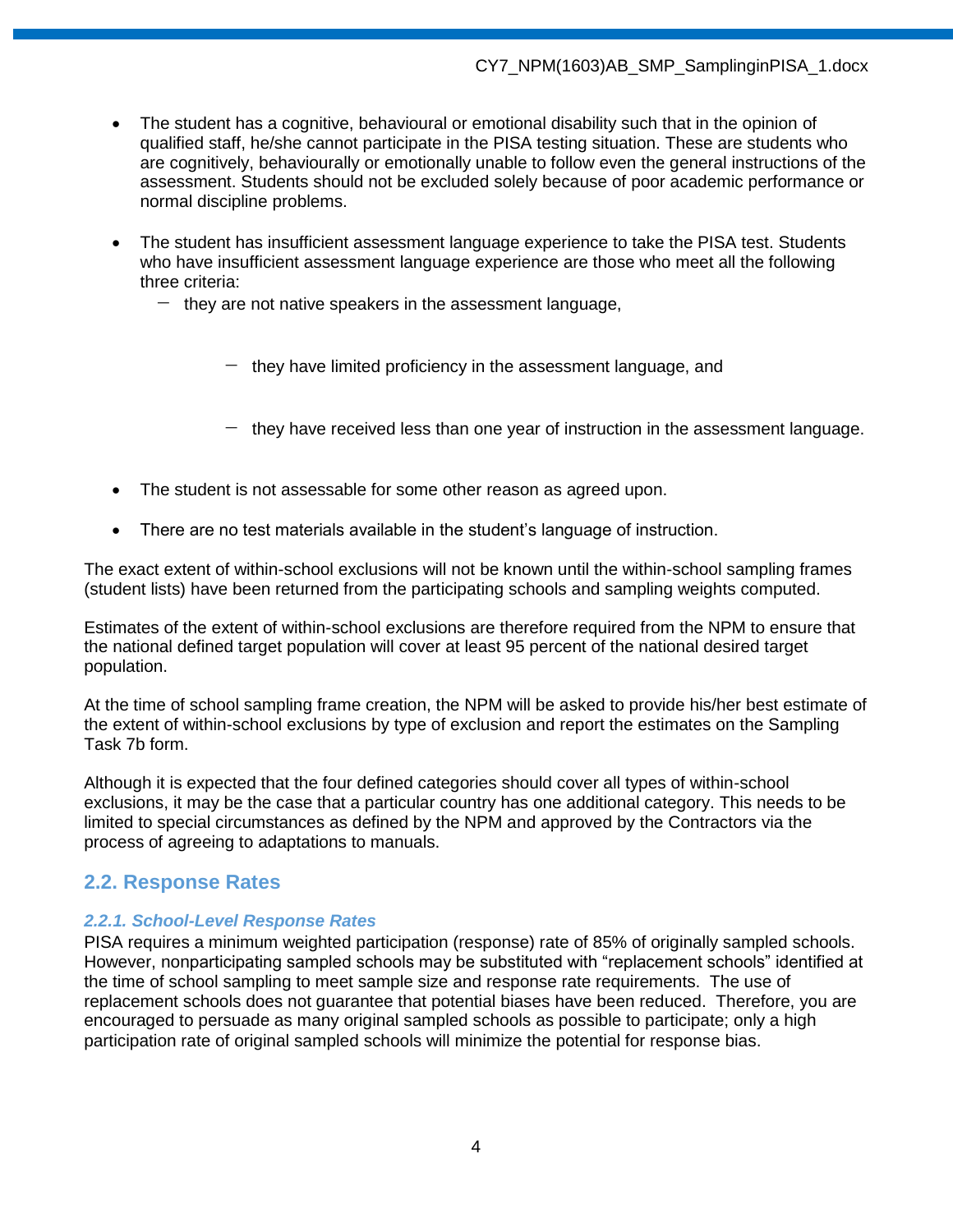- The student has a cognitive, behavioural or emotional disability such that in the opinion of qualified staff, he/she cannot participate in the PISA testing situation. These are students who are cognitively, behaviourally or emotionally unable to follow even the general instructions of the assessment. Students should not be excluded solely because of poor academic performance or normal discipline problems.

- The student has insufficient assessment language experience to take the PISA test. Students who have insufficient assessment language experience are those who meet all the following three criteria:
  - they are not native speakers in the assessment language,
  - they have limited proficiency in the assessment language, and
  - they have received less than one year of instruction in the assessment language.

- The student is not assessable for some other reason as agreed upon.

- There are no test materials available in the student's language of instruction.

The exact extent of within-school exclusions will not be known until the within-school sampling frames (student lists) have been returned from the participating schools and sampling weights computed.

Estimates of the extent of within-school exclusions are therefore required from the NPM to ensure that the national defined target population will cover at least 95 percent of the national desired target population.

At the time of school sampling frame creation, the NPM will be asked to provide his/her best estimate of the extent of within-school exclusions by type of exclusion and report the estimates on the Sampling Task 7b form.

Although it is expected that the four defined categories should cover all types of within-school exclusions, it may be the case that a particular country has one additional category. This needs to be limited to special circumstances as defined by the NPM and approved by the Contractors via the process of agreeing to adaptations to manuals.

## 2.2. Response Rates

### *2.2.1. School-Level Response Rates*

PISA requires a minimum weighted participation (response) rate of 85% of originally sampled schools. However, nonparticipating sampled schools may be substituted with "replacement schools" identified at the time of school sampling to meet sample size and response rate requirements. The use of replacement schools does not guarantee that potential biases have been reduced. Therefore, you are encouraged to persuade as many original sampled schools as possible to participate; only a high participation rate of original sampled schools will minimize the potential for response bias.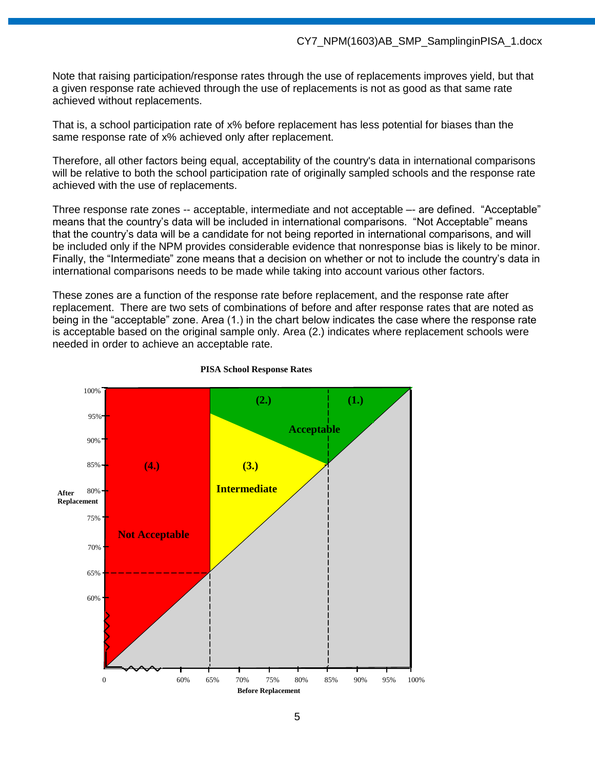Note that raising participation/response rates through the use of replacements improves yield, but that a given response rate achieved through the use of replacements is not as good as that same rate achieved without replacements.

That is, a school participation rate of x% before replacement has less potential for biases than the same response rate of x% achieved only after replacement.

Therefore, all other factors being equal, acceptability of the country's data in international comparisons will be relative to both the school participation rate of originally sampled schools and the response rate achieved with the use of replacements.

Three response rate zones -- acceptable, intermediate and not acceptable –- are defined. “Acceptable” means that the country’s data will be included in international comparisons. “Not Acceptable” means that the country’s data will be a candidate for not being reported in international comparisons, and will be included only if the NPM provides considerable evidence that nonresponse bias is likely to be minor. Finally, the “Intermediate” zone means that a decision on whether or not to include the country’s data in international comparisons needs to be made while taking into account various other factors.

These zones are a function of the response rate before replacement, and the response rate after replacement. There are two sets of combinations of before and after response rates that are noted as being in the “acceptable” zone. Area (1.) in the chart below indicates the case where the response rate is acceptable based on the original sample only. Area (2.) indicates where replacement schools were needed in order to achieve an acceptable rate.

**PISA School Response Rates**

[Chart: After Replacement (vertical axis: 60%–100%) vs. Before Replacement (horizontal axis: 0, 60%–100%). Regions: (1.) and (2.) Acceptable; (3.) Intermediate; (4.) Not Acceptable. Dashed reference lines at 65% and 85%.]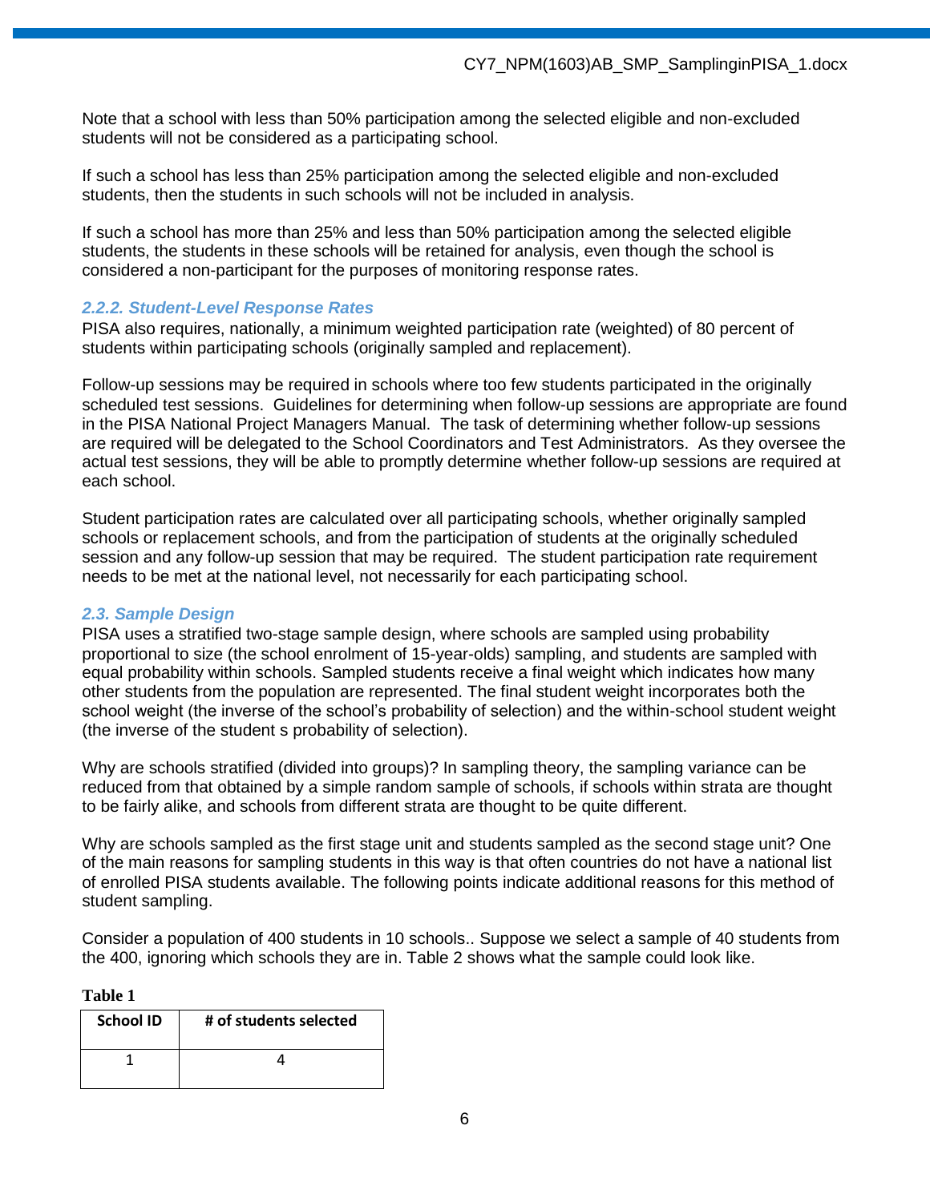Note that a school with less than 50% participation among the selected eligible and non-excluded students will not be considered as a participating school.

If such a school has less than 25% participation among the selected eligible and non-excluded students, then the students in such schools will not be included in analysis.

If such a school has more than 25% and less than 50% participation among the selected eligible students, the students in these schools will be retained for analysis, even though the school is considered a non-participant for the purposes of monitoring response rates.

### *2.2.2. Student-Level Response Rates*

PISA also requires, nationally, a minimum weighted participation rate (weighted) of 80 percent of students within participating schools (originally sampled and replacement).

Follow-up sessions may be required in schools where too few students participated in the originally scheduled test sessions. Guidelines for determining when follow-up sessions are appropriate are found in the PISA National Project Managers Manual. The task of determining whether follow-up sessions are required will be delegated to the School Coordinators and Test Administrators. As they oversee the actual test sessions, they will be able to promptly determine whether follow-up sessions are required at each school.

Student participation rates are calculated over all participating schools, whether originally sampled schools or replacement schools, and from the participation of students at the originally scheduled session and any follow-up session that may be required. The student participation rate requirement needs to be met at the national level, not necessarily for each participating school.

## *2.3. Sample Design*

PISA uses a stratified two-stage sample design, where schools are sampled using probability proportional to size (the school enrolment of 15-year-olds) sampling, and students are sampled with equal probability within schools. Sampled students receive a final weight which indicates how many other students from the population are represented. The final student weight incorporates both the school weight (the inverse of the school's probability of selection) and the within-school student weight (the inverse of the student s probability of selection).

Why are schools stratified (divided into groups)? In sampling theory, the sampling variance can be reduced from that obtained by a simple random sample of schools, if schools within strata are thought to be fairly alike, and schools from different strata are thought to be quite different.

Why are schools sampled as the first stage unit and students sampled as the second stage unit? One of the main reasons for sampling students in this way is that often countries do not have a national list of enrolled PISA students available. The following points indicate additional reasons for this method of student sampling.

Consider a population of 400 students in 10 schools.. Suppose we select a sample of 40 students from the 400, ignoring which schools they are in. Table 2 shows what the sample could look like.

**Table 1**

| School ID | # of students selected |
|---|---|
| 1 | 4 |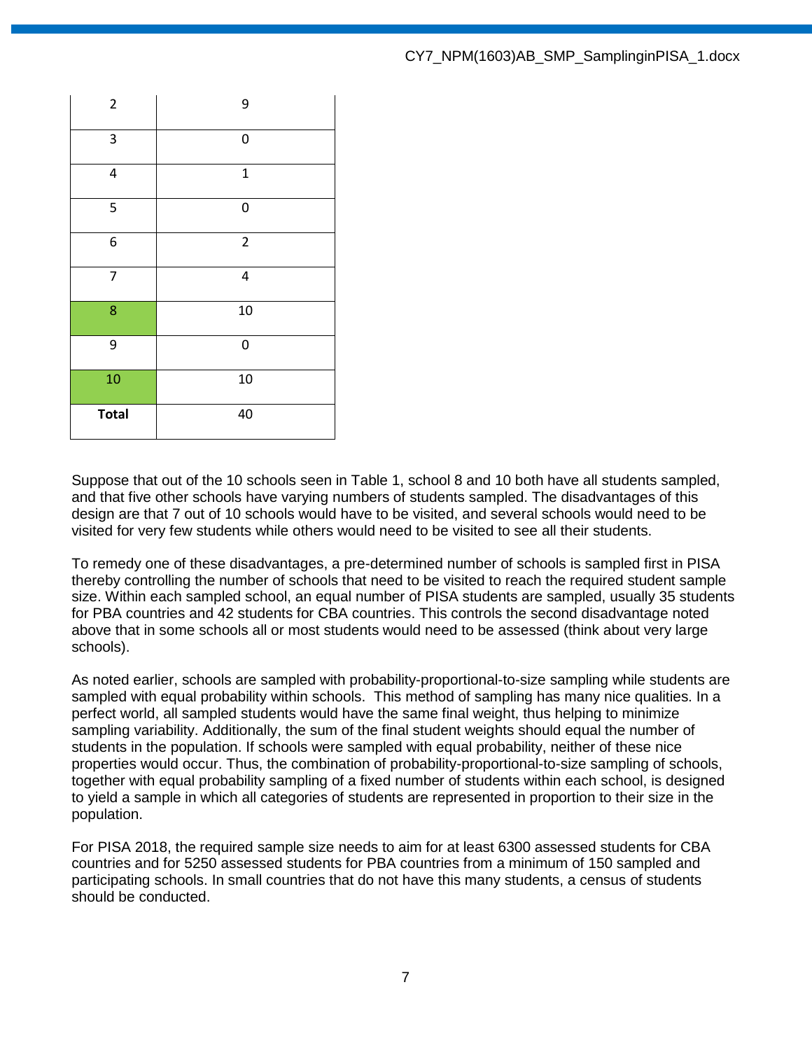| | |
|---|---|
| 2 | 9 |
| 3 | 0 |
| 4 | 1 |
| 5 | 0 |
| 6 | 2 |
| 7 | 4 |
| 8 | 10 |
| 9 | 0 |
| 10 | 10 |
| **Total** | 40 |

Suppose that out of the 10 schools seen in Table 1, school 8 and 10 both have all students sampled, and that five other schools have varying numbers of students sampled. The disadvantages of this design are that 7 out of 10 schools would have to be visited, and several schools would need to be visited for very few students while others would need to be visited to see all their students.

To remedy one of these disadvantages, a pre-determined number of schools is sampled first in PISA thereby controlling the number of schools that need to be visited to reach the required student sample size. Within each sampled school, an equal number of PISA students are sampled, usually 35 students for PBA countries and 42 students for CBA countries. This controls the second disadvantage noted above that in some schools all or most students would need to be assessed (think about very large schools).

As noted earlier, schools are sampled with probability-proportional-to-size sampling while students are sampled with equal probability within schools. This method of sampling has many nice qualities. In a perfect world, all sampled students would have the same final weight, thus helping to minimize sampling variability. Additionally, the sum of the final student weights should equal the number of students in the population. If schools were sampled with equal probability, neither of these nice properties would occur. Thus, the combination of probability-proportional-to-size sampling of schools, together with equal probability sampling of a fixed number of students within each school, is designed to yield a sample in which all categories of students are represented in proportion to their size in the population.

For PISA 2018, the required sample size needs to aim for at least 6300 assessed students for CBA countries and for 5250 assessed students for PBA countries from a minimum of 150 sampled and participating schools. In small countries that do not have this many students, a census of students should be conducted.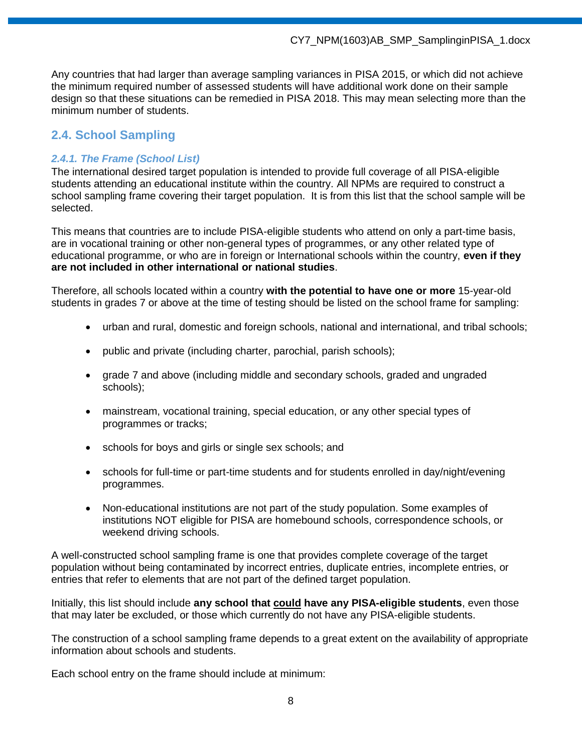Any countries that had larger than average sampling variances in PISA 2015, or which did not achieve the minimum required number of assessed students will have additional work done on their sample design so that these situations can be remedied in PISA 2018. This may mean selecting more than the minimum number of students.

## 2.4. School Sampling

### *2.4.1. The Frame (School List)*

The international desired target population is intended to provide full coverage of all PISA-eligible students attending an educational institute within the country. All NPMs are required to construct a school sampling frame covering their target population. It is from this list that the school sample will be selected.

This means that countries are to include PISA-eligible students who attend on only a part-time basis, are in vocational training or other non-general types of programmes, or any other related type of educational programme, or who are in foreign or International schools within the country, **even if they are not included in other international or national studies**.

Therefore, all schools located within a country **with the potential to have one or more** 15-year-old students in grades 7 or above at the time of testing should be listed on the school frame for sampling:

- urban and rural, domestic and foreign schools, national and international, and tribal schools;
- public and private (including charter, parochial, parish schools);
- grade 7 and above (including middle and secondary schools, graded and ungraded schools);
- mainstream, vocational training, special education, or any other special types of programmes or tracks;
- schools for boys and girls or single sex schools; and
- schools for full-time or part-time students and for students enrolled in day/night/evening programmes.
- Non-educational institutions are not part of the study population. Some examples of institutions NOT eligible for PISA are homebound schools, correspondence schools, or weekend driving schools.

A well-constructed school sampling frame is one that provides complete coverage of the target population without being contaminated by incorrect entries, duplicate entries, incomplete entries, or entries that refer to elements that are not part of the defined target population.

Initially, this list should include **any school that <u>could</u> have any PISA-eligible students**, even those that may later be excluded, or those which currently do not have any PISA-eligible students.

The construction of a school sampling frame depends to a great extent on the availability of appropriate information about schools and students.

Each school entry on the frame should include at minimum: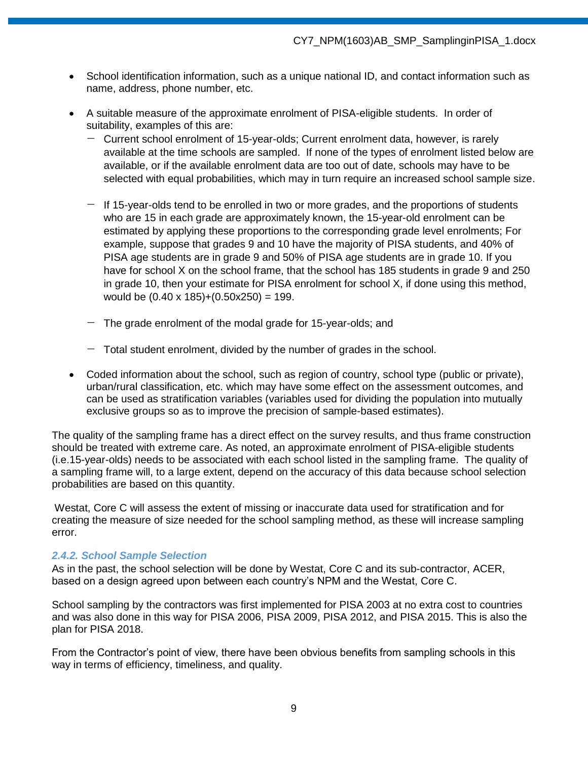- School identification information, such as a unique national ID, and contact information such as name, address, phone number, etc.

- A suitable measure of the approximate enrolment of PISA-eligible students. In order of suitability, examples of this are:
  - Current school enrolment of 15-year-olds; Current enrolment data, however, is rarely available at the time schools are sampled. If none of the types of enrolment listed below are available, or if the available enrolment data are too out of date, schools may have to be selected with equal probabilities, which may in turn require an increased school sample size.
  - If 15-year-olds tend to be enrolled in two or more grades, and the proportions of students who are 15 in each grade are approximately known, the 15-year-old enrolment can be estimated by applying these proportions to the corresponding grade level enrolments; For example, suppose that grades 9 and 10 have the majority of PISA students, and 40% of PISA age students are in grade 9 and 50% of PISA age students are in grade 10. If you have for school X on the school frame, that the school has 185 students in grade 9 and 250 in grade 10, then your estimate for PISA enrolment for school X, if done using this method, would be $(0.40 \times 185)+(0.50 \times 250) = 199$.
  - The grade enrolment of the modal grade for 15-year-olds; and
  - Total student enrolment, divided by the number of grades in the school.

- Coded information about the school, such as region of country, school type (public or private), urban/rural classification, etc. which may have some effect on the assessment outcomes, and can be used as stratification variables (variables used for dividing the population into mutually exclusive groups so as to improve the precision of sample-based estimates).

The quality of the sampling frame has a direct effect on the survey results, and thus frame construction should be treated with extreme care. As noted, an approximate enrolment of PISA-eligible students (i.e.15-year-olds) needs to be associated with each school listed in the sampling frame. The quality of a sampling frame will, to a large extent, depend on the accuracy of this data because school selection probabilities are based on this quantity.

Westat, Core C will assess the extent of missing or inaccurate data used for stratification and for creating the measure of size needed for the school sampling method, as these will increase sampling error.

### *2.4.2. School Sample Selection*

As in the past, the school selection will be done by Westat, Core C and its sub-contractor, ACER, based on a design agreed upon between each country's NPM and the Westat, Core C.

School sampling by the contractors was first implemented for PISA 2003 at no extra cost to countries and was also done in this way for PISA 2006, PISA 2009, PISA 2012, and PISA 2015. This is also the plan for PISA 2018.

From the Contractor's point of view, there have been obvious benefits from sampling schools in this way in terms of efficiency, timeliness, and quality.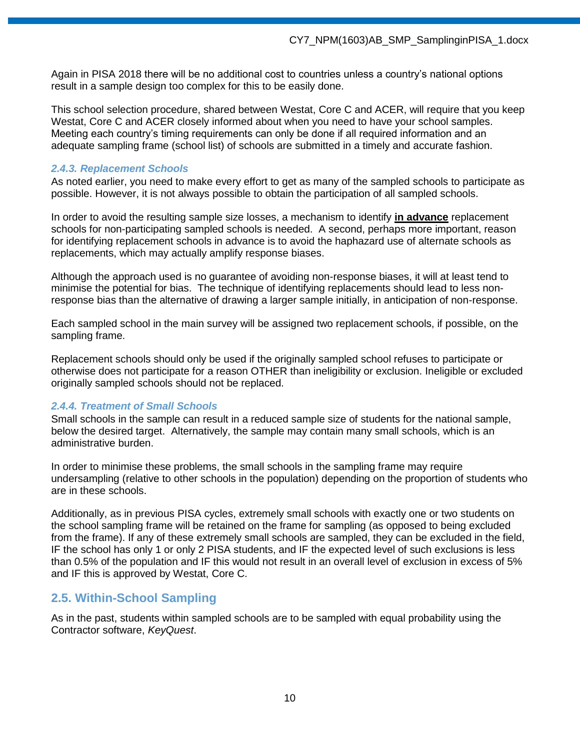Again in PISA 2018 there will be no additional cost to countries unless a country's national options result in a sample design too complex for this to be easily done.

This school selection procedure, shared between Westat, Core C and ACER, will require that you keep Westat, Core C and ACER closely informed about when you need to have your school samples. Meeting each country's timing requirements can only be done if all required information and an adequate sampling frame (school list) of schools are submitted in a timely and accurate fashion.

### *2.4.3. Replacement Schools*

As noted earlier, you need to make every effort to get as many of the sampled schools to participate as possible. However, it is not always possible to obtain the participation of all sampled schools.

In order to avoid the resulting sample size losses, a mechanism to identify **<u>in advance</u>** replacement schools for non-participating sampled schools is needed. A second, perhaps more important, reason for identifying replacement schools in advance is to avoid the haphazard use of alternate schools as replacements, which may actually amplify response biases.

Although the approach used is no guarantee of avoiding non-response biases, it will at least tend to minimise the potential for bias. The technique of identifying replacements should lead to less non-response bias than the alternative of drawing a larger sample initially, in anticipation of non-response.

Each sampled school in the main survey will be assigned two replacement schools, if possible, on the sampling frame.

Replacement schools should only be used if the originally sampled school refuses to participate or otherwise does not participate for a reason OTHER than ineligibility or exclusion. Ineligible or excluded originally sampled schools should not be replaced.

### *2.4.4. Treatment of Small Schools*

Small schools in the sample can result in a reduced sample size of students for the national sample, below the desired target. Alternatively, the sample may contain many small schools, which is an administrative burden.

In order to minimise these problems, the small schools in the sampling frame may require undersampling (relative to other schools in the population) depending on the proportion of students who are in these schools.

Additionally, as in previous PISA cycles, extremely small schools with exactly one or two students on the school sampling frame will be retained on the frame for sampling (as opposed to being excluded from the frame). If any of these extremely small schools are sampled, they can be excluded in the field, IF the school has only 1 or only 2 PISA students, and IF the expected level of such exclusions is less than 0.5% of the population and IF this would not result in an overall level of exclusion in excess of 5% and IF this is approved by Westat, Core C.

## 2.5. Within-School Sampling

As in the past, students within sampled schools are to be sampled with equal probability using the Contractor software, *KeyQuest*.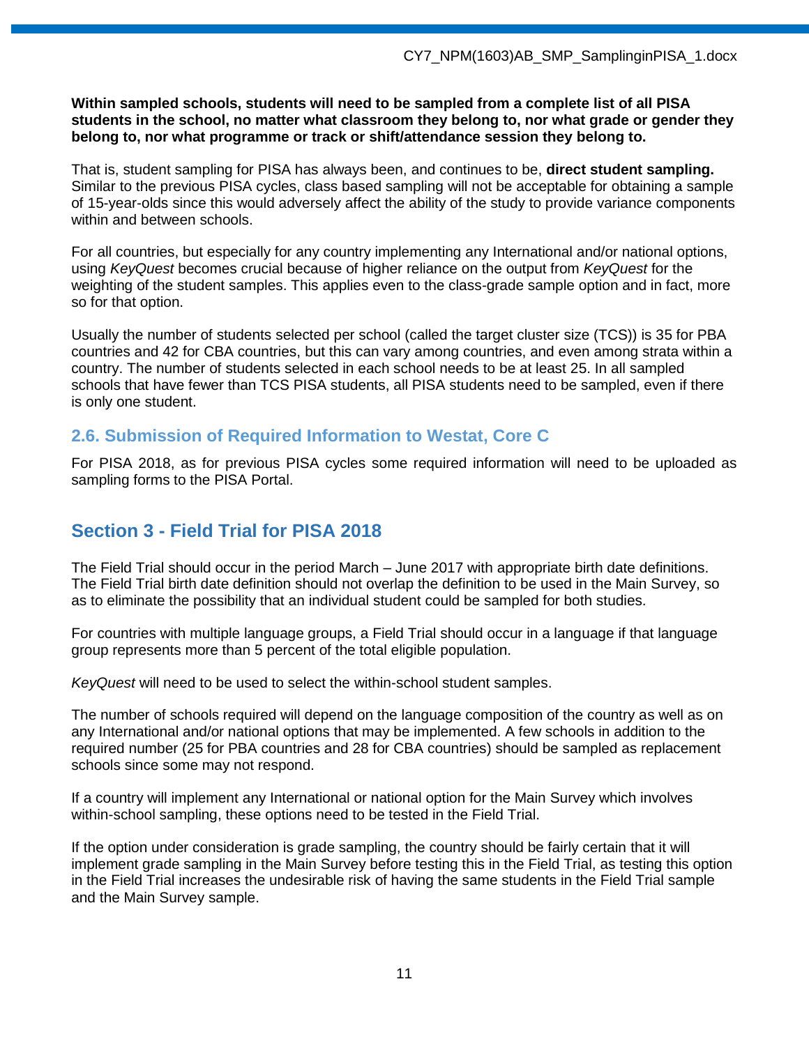**Within sampled schools, students will need to be sampled from a complete list of all PISA students in the school, no matter what classroom they belong to, nor what grade or gender they belong to, nor what programme or track or shift/attendance session they belong to.**

That is, student sampling for PISA has always been, and continues to be, **direct student sampling.** Similar to the previous PISA cycles, class based sampling will not be acceptable for obtaining a sample of 15-year-olds since this would adversely affect the ability of the study to provide variance components within and between schools.

For all countries, but especially for any country implementing any International and/or national options, using *KeyQuest* becomes crucial because of higher reliance on the output from *KeyQuest* for the weighting of the student samples. This applies even to the class-grade sample option and in fact, more so for that option.

Usually the number of students selected per school (called the target cluster size (TCS)) is 35 for PBA countries and 42 for CBA countries, but this can vary among countries, and even among strata within a country. The number of students selected in each school needs to be at least 25. In all sampled schools that have fewer than TCS PISA students, all PISA students need to be sampled, even if there is only one student.

### 2.6. Submission of Required Information to Westat, Core C

For PISA 2018, as for previous PISA cycles some required information will need to be uploaded as sampling forms to the PISA Portal.

## Section 3 - Field Trial for PISA 2018

The Field Trial should occur in the period March – June 2017 with appropriate birth date definitions. The Field Trial birth date definition should not overlap the definition to be used in the Main Survey, so as to eliminate the possibility that an individual student could be sampled for both studies.

For countries with multiple language groups, a Field Trial should occur in a language if that language group represents more than 5 percent of the total eligible population.

*KeyQuest* will need to be used to select the within-school student samples.

The number of schools required will depend on the language composition of the country as well as on any International and/or national options that may be implemented. A few schools in addition to the required number (25 for PBA countries and 28 for CBA countries) should be sampled as replacement schools since some may not respond.

If a country will implement any International or national option for the Main Survey which involves within-school sampling, these options need to be tested in the Field Trial.

If the option under consideration is grade sampling, the country should be fairly certain that it will implement grade sampling in the Main Survey before testing this in the Field Trial, as testing this option in the Field Trial increases the undesirable risk of having the same students in the Field Trial sample and the Main Survey sample.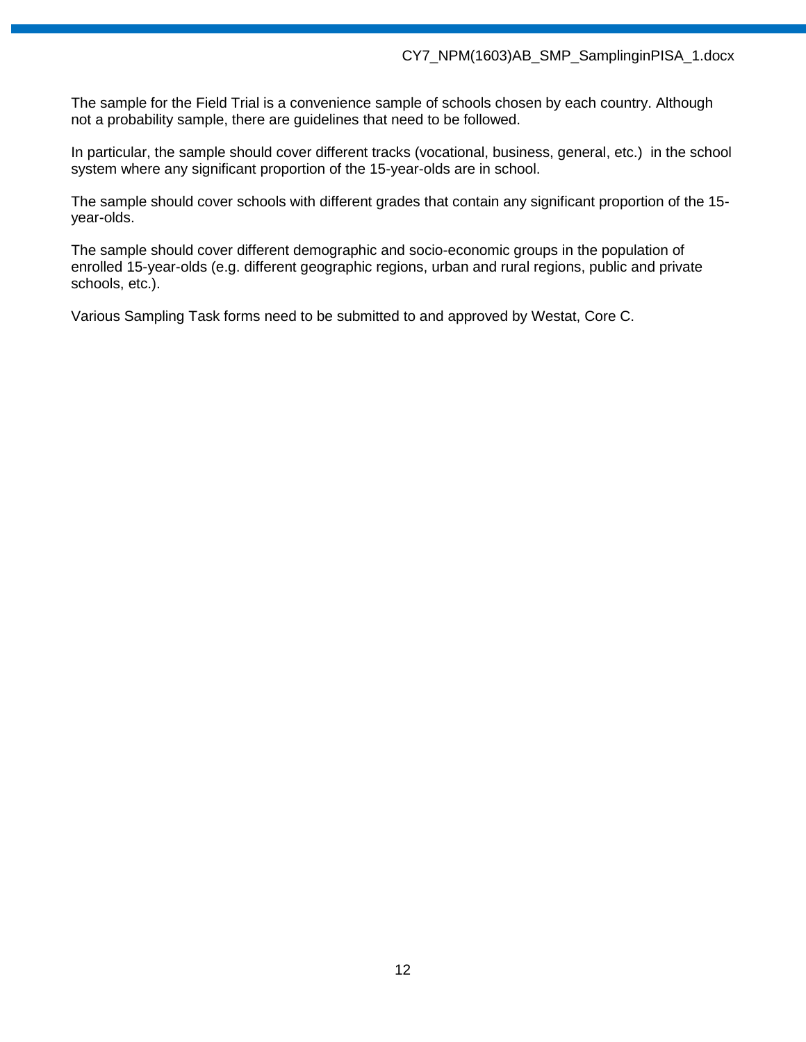The sample for the Field Trial is a convenience sample of schools chosen by each country. Although not a probability sample, there are guidelines that need to be followed.

In particular, the sample should cover different tracks (vocational, business, general, etc.) in the school system where any significant proportion of the 15-year-olds are in school.

The sample should cover schools with different grades that contain any significant proportion of the 15-year-olds.

The sample should cover different demographic and socio-economic groups in the population of enrolled 15-year-olds (e.g. different geographic regions, urban and rural regions, public and private schools, etc.).

Various Sampling Task forms need to be submitted to and approved by Westat, Core C.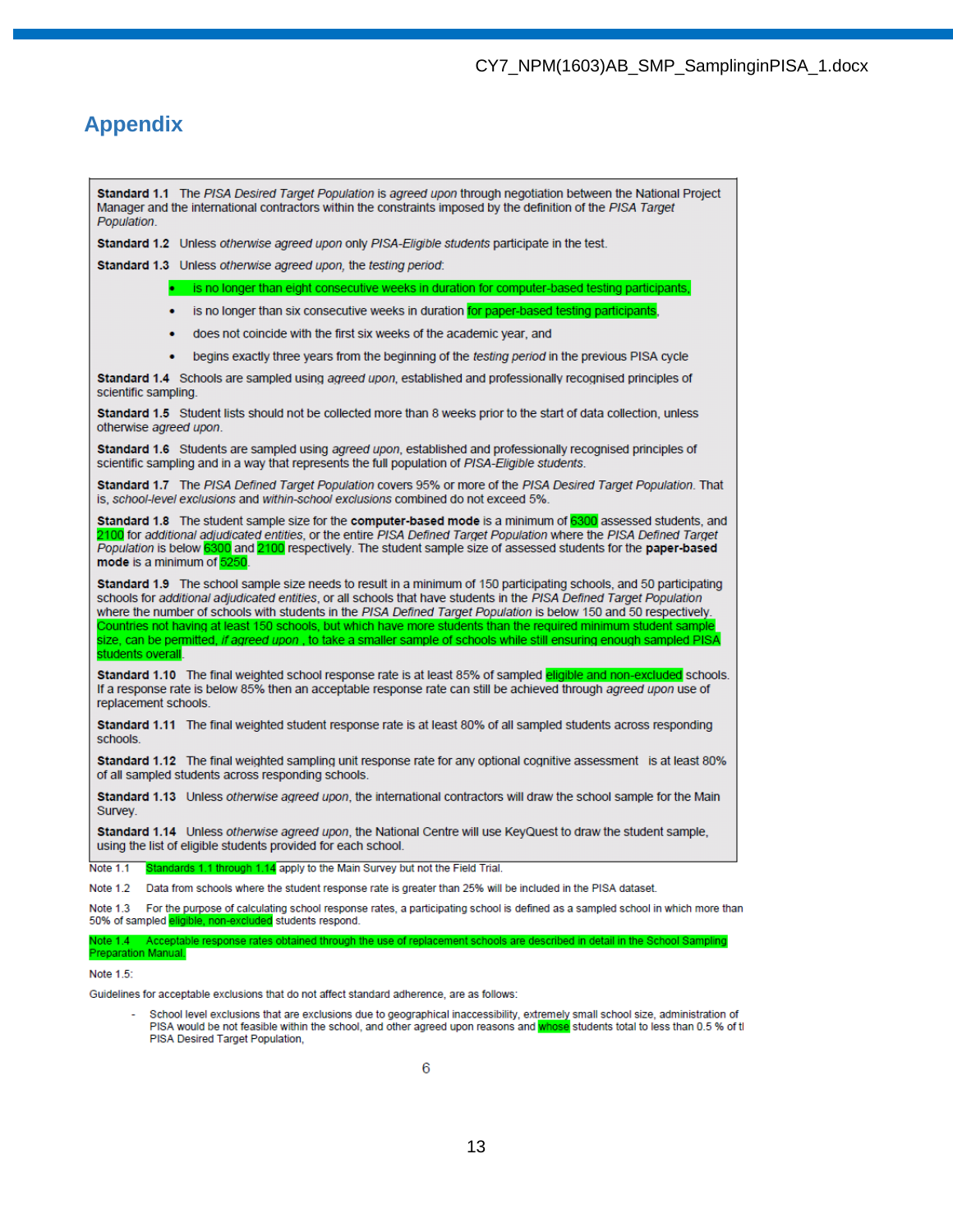# Appendix

**Standard 1.1** The *PISA Desired Target Population* is *agreed upon* through negotiation between the National Project Manager and the international contractors within the constraints imposed by the definition of the *PISA Target Population*.

**Standard 1.2** Unless *otherwise agreed upon* only *PISA-Eligible students* participate in the test.

**Standard 1.3** Unless *otherwise agreed upon*, the *testing period*:

- is no longer than eight consecutive weeks in duration for computer-based testing participants,
- is no longer than six consecutive weeks in duration for paper-based testing participants,
- does not coincide with the first six weeks of the academic year, and
- begins exactly three years from the beginning of the *testing period* in the previous PISA cycle

**Standard 1.4** Schools are sampled using *agreed upon*, established and professionally recognised principles of scientific sampling.

**Standard 1.5** Student lists should not be collected more than 8 weeks prior to the start of data collection, unless otherwise *agreed upon*.

**Standard 1.6** Students are sampled using *agreed upon*, established and professionally recognised principles of scientific sampling and in a way that represents the full population of *PISA-Eligible students*.

**Standard 1.7** The *PISA Defined Target Population* covers 95% or more of the *PISA Desired Target Population*. That is, *school-level exclusions* and *within-school exclusions* combined do not exceed 5%.

**Standard 1.8** The student sample size for the **computer-based mode** is a minimum of 6300 assessed students, and 2100 for *additional adjudicated entities*, or the entire *PISA Defined Target Population* where the *PISA Defined Target Population* is below 6300 and 2100 respectively. The student sample size of assessed students for the **paper-based mode** is a minimum of 5250.

**Standard 1.9** The school sample size needs to result in a minimum of 150 participating schools, and 50 participating schools for *additional adjudicated entities*, or all schools that have students in the *PISA Defined Target Population* where the number of schools with students in the *PISA Defined Target Population* is below 150 and 50 respectively. Countries not having at least 150 schools, but which have more students than the required minimum student sample size, can be permitted, *if agreed upon* , to take a smaller sample of schools while still ensuring enough sampled PISA students overall.

**Standard 1.10** The final weighted school response rate is at least 85% of sampled eligible and non-excluded schools. If a response rate is below 85% then an acceptable response rate can still be achieved through *agreed upon* use of replacement schools.

**Standard 1.11** The final weighted student response rate is at least 80% of all sampled students across responding schools.

**Standard 1.12** The final weighted sampling unit response rate for any optional cognitive assessment is at least 80% of all sampled students across responding schools.

**Standard 1.13** Unless *otherwise agreed upon*, the international contractors will draw the school sample for the Main Survey.

**Standard 1.14** Unless *otherwise agreed upon*, the National Centre will use KeyQuest to draw the student sample, using the list of eligible students provided for each school.

Note 1.1 Standards 1.1 through 1.14 apply to the Main Survey but not the Field Trial.

Note 1.2 Data from schools where the student response rate is greater than 25% will be included in the PISA dataset.

Note 1.3 For the purpose of calculating school response rates, a participating school is defined as a sampled school in which more than 50% of sampled eligible, non-excluded students respond.

Note 1.4 Acceptable response rates obtained through the use of replacement schools are described in detail in the School Sampling Preparation Manual.

Note 1.5:

Guidelines for acceptable exclusions that do not affect standard adherence, are as follows:

- School level exclusions that are exclusions due to geographical inaccessibility, extremely small school size, administration of PISA would be not feasible within the school, and other agreed upon reasons and whose students total to less than 0.5 % of tl PISA Desired Target Population,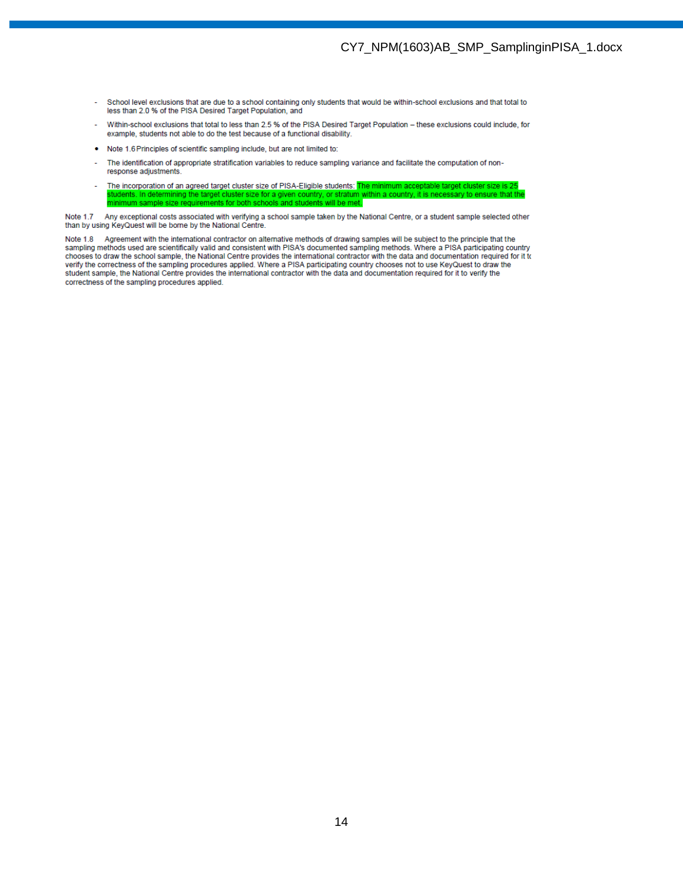- School level exclusions that are due to a school containing only students that would be within-school exclusions and that total to less than 2.0 % of the PISA Desired Target Population, and
- Within-school exclusions that total to less than 2.5 % of the PISA Desired Target Population – these exclusions could include, for example, students not able to do the test because of a functional disability.

- Note 1.6 Principles of scientific sampling include, but are not limited to:

- The identification of appropriate stratification variables to reduce sampling variance and facilitate the computation of non-response adjustments.
- The incorporation of an agreed target cluster size of PISA-Eligible students: The minimum acceptable target cluster size is 25 students. In determining the target cluster size for a given country, or stratum within a country, it is necessary to ensure that the minimum sample size requirements for both schools and students will be met.

Note 1.7 Any exceptional costs associated with verifying a school sample taken by the National Centre, or a student sample selected other than by using KeyQuest will be borne by the National Centre.

Note 1.8 Agreement with the international contractor on alternative methods of drawing samples will be subject to the principle that the sampling methods used are scientifically valid and consistent with PISA's documented sampling methods. Where a PISA participating country chooses to draw the school sample, the National Centre provides the international contractor with the data and documentation required for it to verify the correctness of the sampling procedures applied. Where a PISA participating country chooses not to use KeyQuest to draw the student sample, the National Centre provides the international contractor with the data and documentation required for it to verify the correctness of the sampling procedures applied.